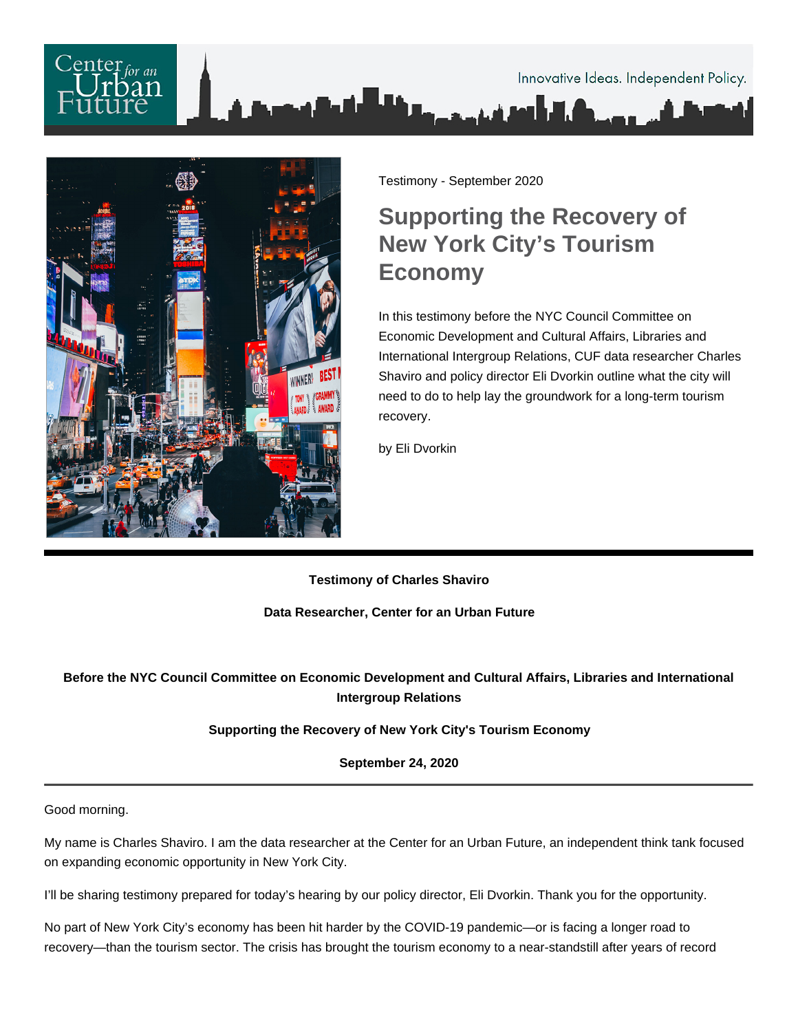Testimony - September 2020

# Supporting the Recovery of New York City's Tourism Economy

In this testimony before the NYC Council Committee on Economic Development and Cultural Affairs, Libraries and International Intergroup Relations, CUF data researcher Charles Shaviro and policy director Eli Dvorkin outline what the city will need to do to help lay the groundwork for a long-term tourism recovery.

by Eli Dvorkin

---

**Testimony of Charles Shaviro**

**Data Researcher, Center for an Urban Future**

**Before the NYC Council Committee on Economic Development and Cultural Affairs, Libraries and International Intergroup Relations**

**Supporting the Recovery of New York City's Tourism Economy**

**September 24, 2020**

---

Good morning.

My name is Charles Shaviro. I am the data researcher at the Center for an Urban Future, an independent think tank focused on expanding economic opportunity in New York City.

I'll be sharing testimony prepared for today's hearing by our policy director, Eli Dvorkin. Thank you for the opportunity.

No part of New York City's economy has been hit harder by the COVID-19 pandemic—or is facing a longer road to recovery—than the tourism sector. The crisis has brought the tourism economy to a near-standstill after years of record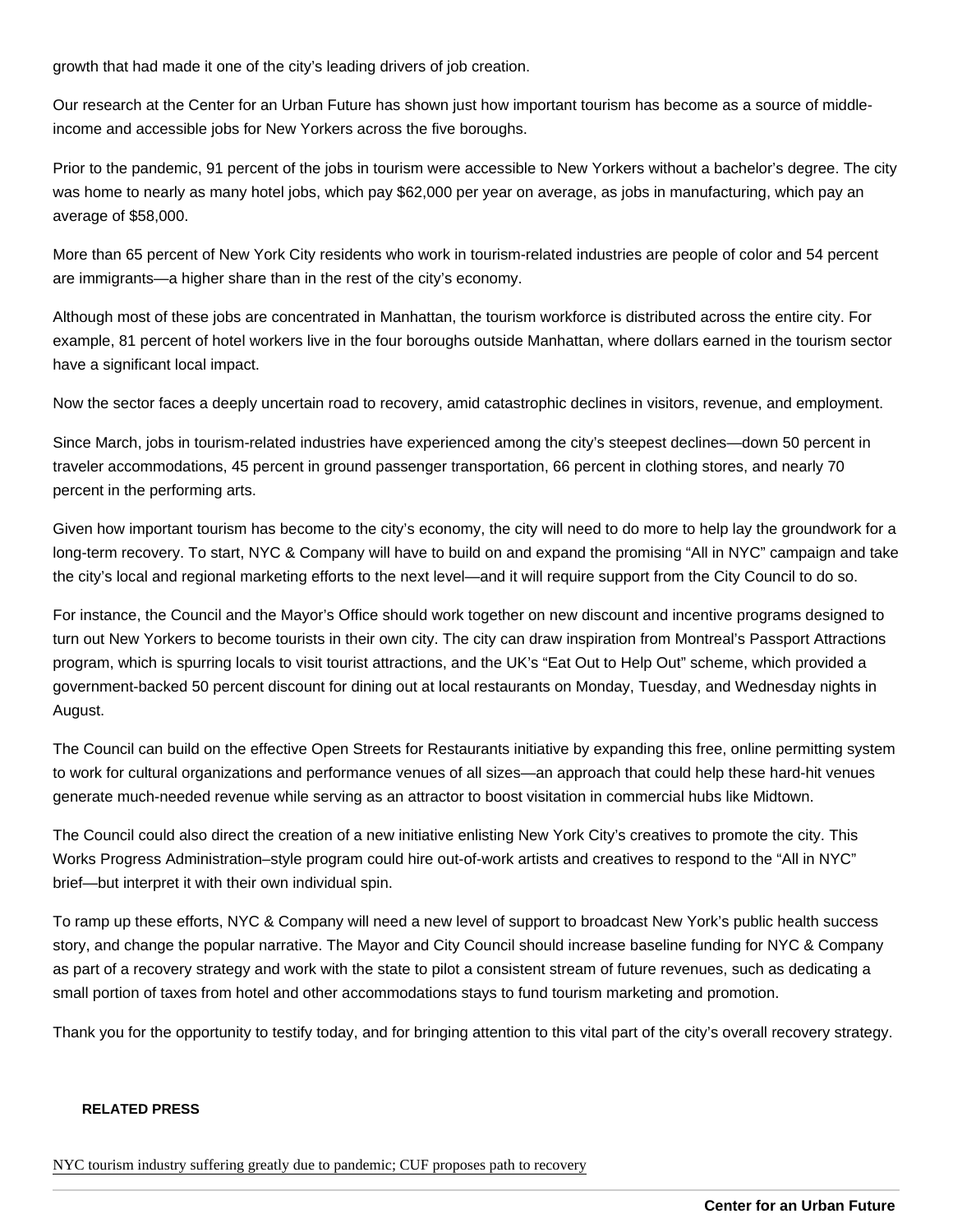growth that had made it one of the city's leading drivers of job creation.

Our research at the Center for an Urban Future has shown just how important tourism has become as a source of middle-income and accessible jobs for New Yorkers across the five boroughs.

Prior to the pandemic, 91 percent of the jobs in tourism were accessible to New Yorkers without a bachelor's degree. The city was home to nearly as many hotel jobs, which pay $62,000 per year on average, as jobs in manufacturing, which pay an average of $58,000.

More than 65 percent of New York City residents who work in tourism-related industries are people of color and 54 percent are immigrants—a higher share than in the rest of the city's economy.

Although most of these jobs are concentrated in Manhattan, the tourism workforce is distributed across the entire city. For example, 81 percent of hotel workers live in the four boroughs outside Manhattan, where dollars earned in the tourism sector have a significant local impact.

Now the sector faces a deeply uncertain road to recovery, amid catastrophic declines in visitors, revenue, and employment.

Since March, jobs in tourism-related industries have experienced among the city's steepest declines—down 50 percent in traveler accommodations, 45 percent in ground passenger transportation, 66 percent in clothing stores, and nearly 70 percent in the performing arts.

Given how important tourism has become to the city's economy, the city will need to do more to help lay the groundwork for a long-term recovery. To start, NYC & Company will have to build on and expand the promising "All in NYC" campaign and take the city's local and regional marketing efforts to the next level—and it will require support from the City Council to do so.

For instance, the Council and the Mayor's Office should work together on new discount and incentive programs designed to turn out New Yorkers to become tourists in their own city. The city can draw inspiration from Montreal's Passport Attractions program, which is spurring locals to visit tourist attractions, and the UK's "Eat Out to Help Out" scheme, which provided a government-backed 50 percent discount for dining out at local restaurants on Monday, Tuesday, and Wednesday nights in August.

The Council can build on the effective Open Streets for Restaurants initiative by expanding this free, online permitting system to work for cultural organizations and performance venues of all sizes—an approach that could help these hard-hit venues generate much-needed revenue while serving as an attractor to boost visitation in commercial hubs like Midtown.

The Council could also direct the creation of a new initiative enlisting New York City's creatives to promote the city. This Works Progress Administration–style program could hire out-of-work artists and creatives to respond to the "All in NYC" brief—but interpret it with their own individual spin.

To ramp up these efforts, NYC & Company will need a new level of support to broadcast New York's public health success story, and change the popular narrative. The Mayor and City Council should increase baseline funding for NYC & Company as part of a recovery strategy and work with the state to pilot a consistent stream of future revenues, such as dedicating a small portion of taxes from hotel and other accommodations stays to fund tourism marketing and promotion.

Thank you for the opportunity to testify today, and for bringing attention to this vital part of the city's overall recovery strategy.

**RELATED PRESS**

NYC tourism industry suffering greatly due to pandemic; CUF proposes path to recovery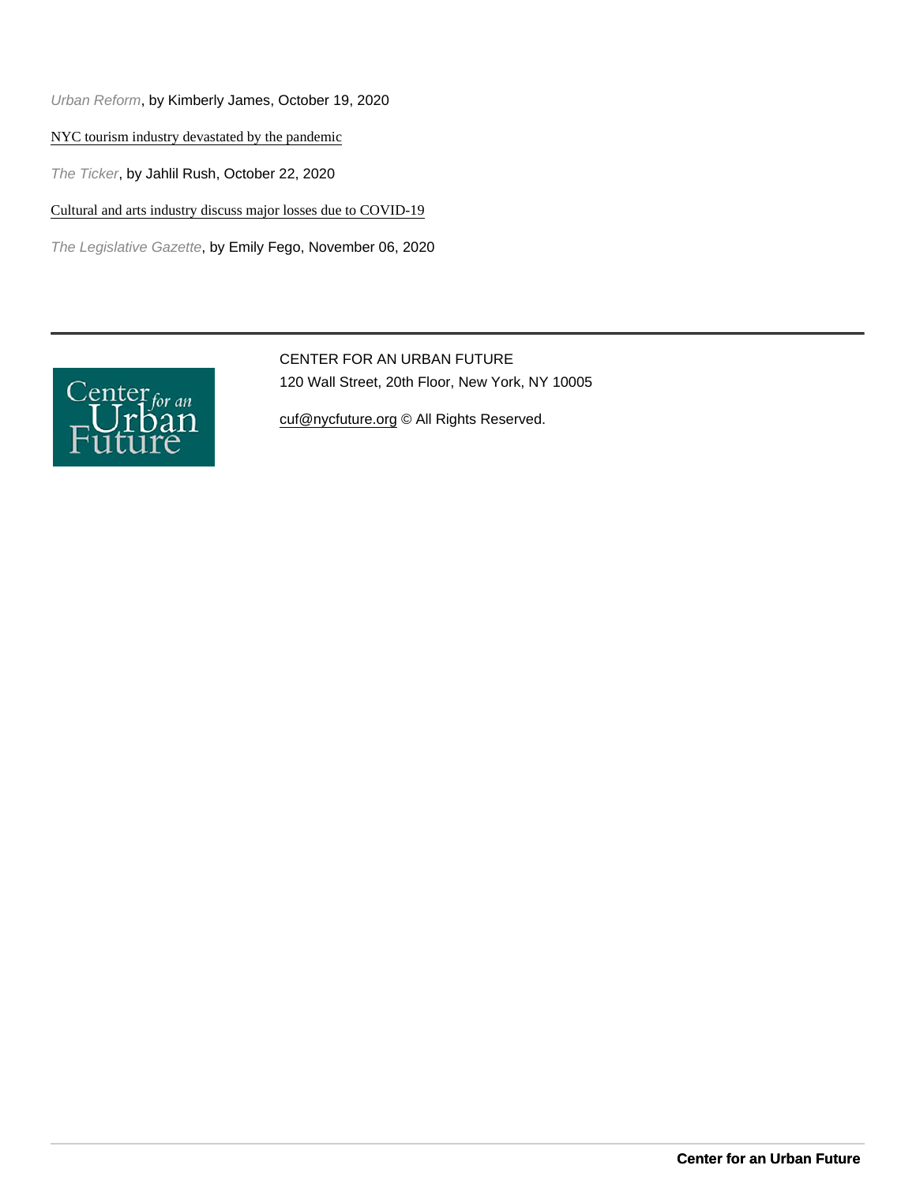*Urban Reform*, by Kimberly James, October 19, 2020

NYC tourism industry devastated by the pandemic

*The Ticker*, by Jahlil Rush, October 22, 2020

Cultural and arts industry discuss major losses due to COVID-19

*The Legislative Gazette*, by Emily Fego, November 06, 2020

---

CENTER FOR AN URBAN FUTURE
120 Wall Street, 20th Floor, New York, NY 10005

cuf@nycfuture.org © All Rights Reserved.